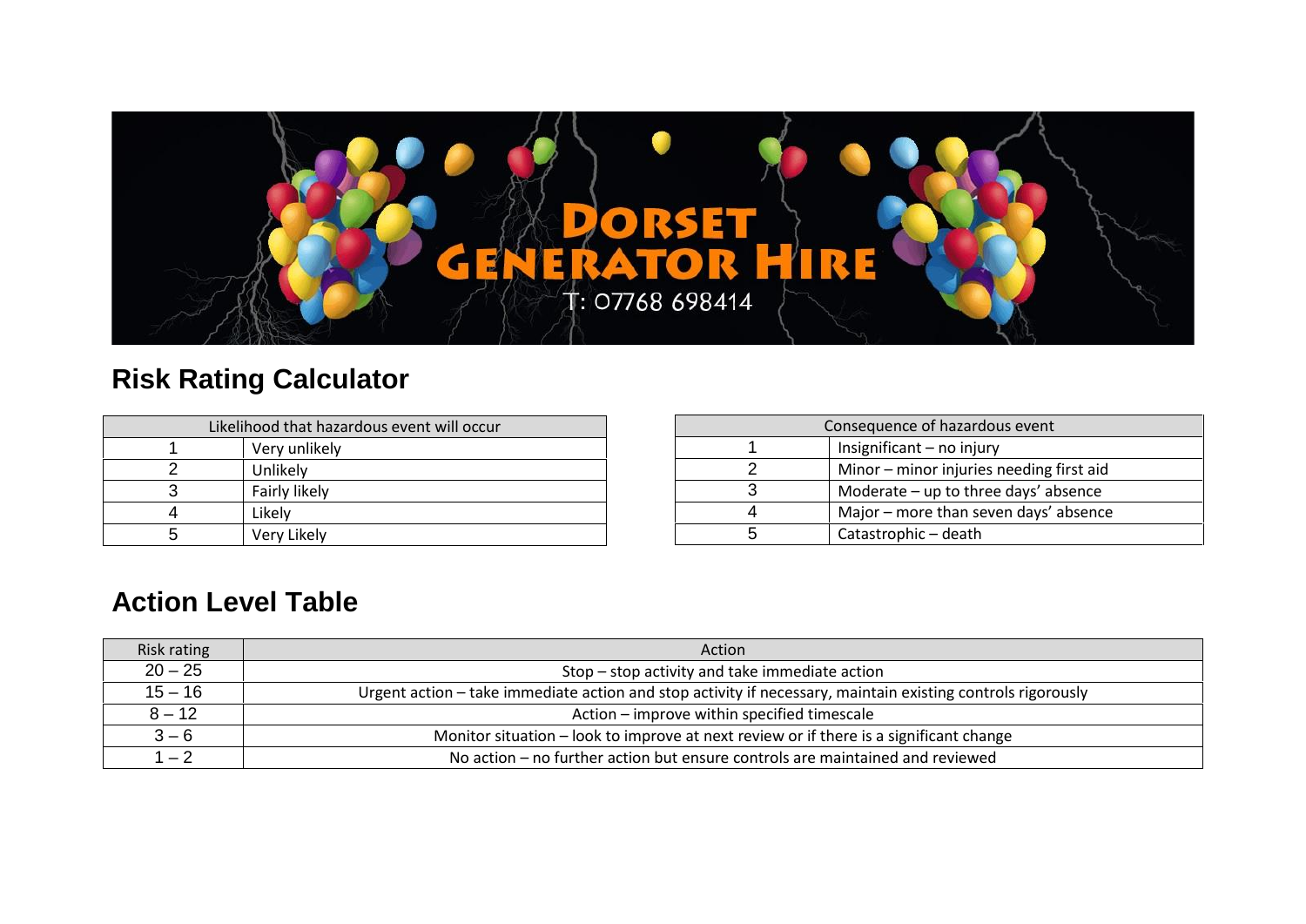# Dorset Generator Hire

T: 07768 698414

## Risk Rating Calculator

| Likelihood that hazardous event will occur | |
|---|---|
| 1 | Very unlikely |
| 2 | Unlikely |
| 3 | Fairly likely |
| 4 | Likely |
| 5 | Very Likely |

| Consequence of hazardous event | |
|---|---|
| 1 | Insignificant – no injury |
| 2 | Minor – minor injuries needing first aid |
| 3 | Moderate – up to three days' absence |
| 4 | Major – more than seven days' absence |
| 5 | Catastrophic – death |

## Action Level Table

| Risk rating | Action |
|---|---|
| 20 – 25 | Stop – stop activity and take immediate action |
| 15 – 16 | Urgent action – take immediate action and stop activity if necessary, maintain existing controls rigorously |
| 8 – 12 | Action – improve within specified timescale |
| 3 – 6 | Monitor situation – look to improve at next review or if there is a significant change |
| 1 – 2 | No action – no further action but ensure controls are maintained and reviewed |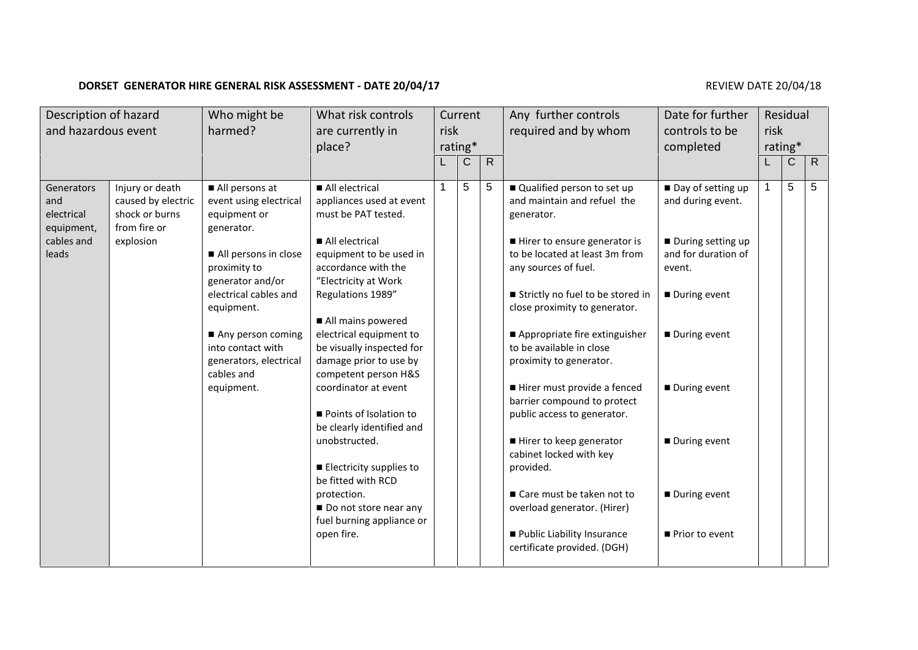**DORSET GENERATOR HIRE GENERAL RISK ASSESSMENT - DATE 20/04/17** REVIEW DATE 20/04/18

| Description of hazard and hazardous event | | Who might be harmed? | What risk controls are currently in place? | Current risk rating* | | | Any further controls required and by whom | Date for further controls to be completed | Residual risk rating* | | |
|---|---|---|---|---|---|---|---|---|---|---|---|
| | | | | L | C | R | | | L | C | R |
| Generators and electrical equipment, cables and leads | Injury or death caused by electric shock or burns from fire or explosion | ■ All persons at event using electrical equipment or generator.<br><br>■ All persons in close proximity to generator and/or electrical cables and equipment.<br><br>■ Any person coming into contact with generators, electrical cables and equipment. | ■ All electrical appliances used at event must be PAT tested.<br><br>■ All electrical equipment to be used in accordance with the "Electricity at Work Regulations 1989"<br><br>■ All mains powered electrical equipment to be visually inspected for damage prior to use by competent person H&S coordinator at event<br><br>■ Points of Isolation to be clearly identified and unobstructed.<br><br>■ Electricity supplies to be fitted with RCD protection.<br>■ Do not store near any fuel burning appliance or open fire. | 1 | 5 | 5 | ■ Qualified person to set up and maintain and refuel the generator.<br><br>■ Hirer to ensure generator is to be located at least 3m from any sources of fuel.<br><br>■ Strictly no fuel to be stored in close proximity to generator.<br><br>■ Appropriate fire extinguisher to be available in close proximity to generator.<br><br>■ Hirer must provide a fenced barrier compound to protect public access to generator.<br><br>■ Hirer to keep generator cabinet locked with key provided.<br><br>■ Care must be taken not to overload generator. (Hirer)<br><br>■ Public Liability Insurance certificate provided. (DGH) | ■ Day of setting up and during event.<br><br>■ During setting up and for duration of event.<br><br>■ During event<br><br>■ During event<br><br>■ During event<br><br>■ During event<br><br>■ During event<br><br>■ Prior to event | 1 | 5 | 5 |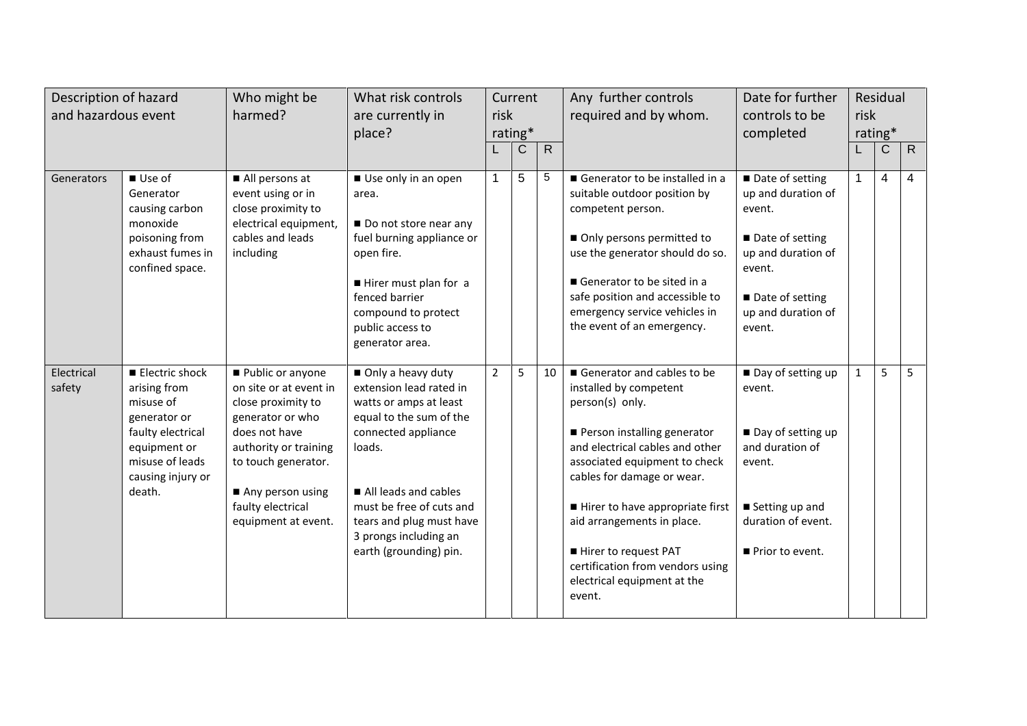| Description of hazard and hazardous event | | Who might be harmed? | What risk controls are currently in place? | Current risk rating* | | | Any further controls required and by whom. | Date for further controls to be completed | Residual risk rating* | | |
|---|---|---|---|---|---|---|---|---|---|---|---|
| | | | | L | C | R | | | L | C | R |
| Generators | ■ Use of Generator causing carbon monoxide poisoning from exhaust fumes in confined space. | ■ All persons at event using or in close proximity to electrical equipment, cables and leads including | ■ Use only in an open area.<br><br>■ Do not store near any fuel burning appliance or open fire.<br><br>■ Hirer must plan for a fenced barrier compound to protect public access to generator area. | 1 | 5 | 5 | ■ Generator to be installed in a suitable outdoor position by competent person.<br><br>■ Only persons permitted to use the generator should do so.<br><br>■ Generator to be sited in a safe position and accessible to emergency service vehicles in the event of an emergency. | ■ Date of setting up and duration of event.<br><br>■ Date of setting up and duration of event.<br><br>■ Date of setting up and duration of event. | 1 | 4 | 4 |
| Electrical safety | ■ Electric shock arising from misuse of generator or faulty electrical equipment or misuse of leads causing injury or death. | ■ Public or anyone on site or at event in close proximity to generator or who does not have authority or training to touch generator.<br><br>■ Any person using faulty electrical equipment at event. | ■ Only a heavy duty extension lead rated in watts or amps at least equal to the sum of the connected appliance loads.<br><br>■ All leads and cables must be free of cuts and tears and plug must have 3 prongs including an earth (grounding) pin. | 2 | 5 | 10 | ■ Generator and cables to be installed by competent person(s) only.<br><br>■ Person installing generator and electrical cables and other associated equipment to check cables for damage or wear.<br><br>■ Hirer to have appropriate first aid arrangements in place.<br><br>■ Hirer to request PAT certification from vendors using electrical equipment at the event. | ■ Day of setting up event.<br><br>■ Day of setting up and duration of event.<br><br>■ Setting up and duration of event.<br><br>■ Prior to event. | 1 | 5 | 5 |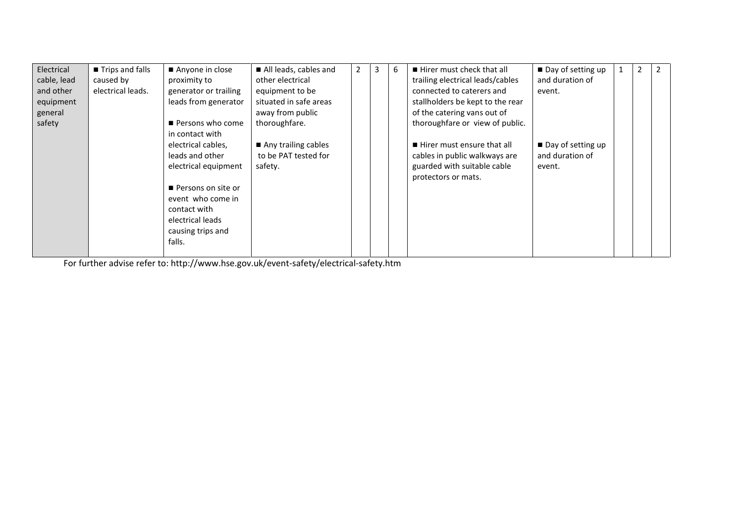| | | | | | | | | | | | |
|---|---|---|---|---|---|---|---|---|---|---|---|
| Electrical cable, lead and other equipment general safety | ■ Trips and falls caused by electrical leads. | ■ Anyone in close proximity to generator or trailing leads from generator<br><br>■ Persons who come in contact with electrical cables, leads and other electrical equipment<br><br>■ Persons on site or event who come in contact with electrical leads causing trips and falls. | ■ All leads, cables and other electrical equipment to be situated in safe areas away from public thoroughfare.<br><br>■ Any trailing cables to be PAT tested for safety. | 2 | 3 | 6 | ■ Hirer must check that all trailing electrical leads/cables connected to caterers and stallholders be kept to the rear of the catering vans out of thoroughfare or view of public.<br><br>■ Hirer must ensure that all cables in public walkways are guarded with suitable cable protectors or mats. | ■ Day of setting up and duration of event.<br><br>■ Day of setting up and duration of event. | 1 | 2 | 2 |

For further advise refer to: http://www.hse.gov.uk/event-safety/electrical-safety.htm